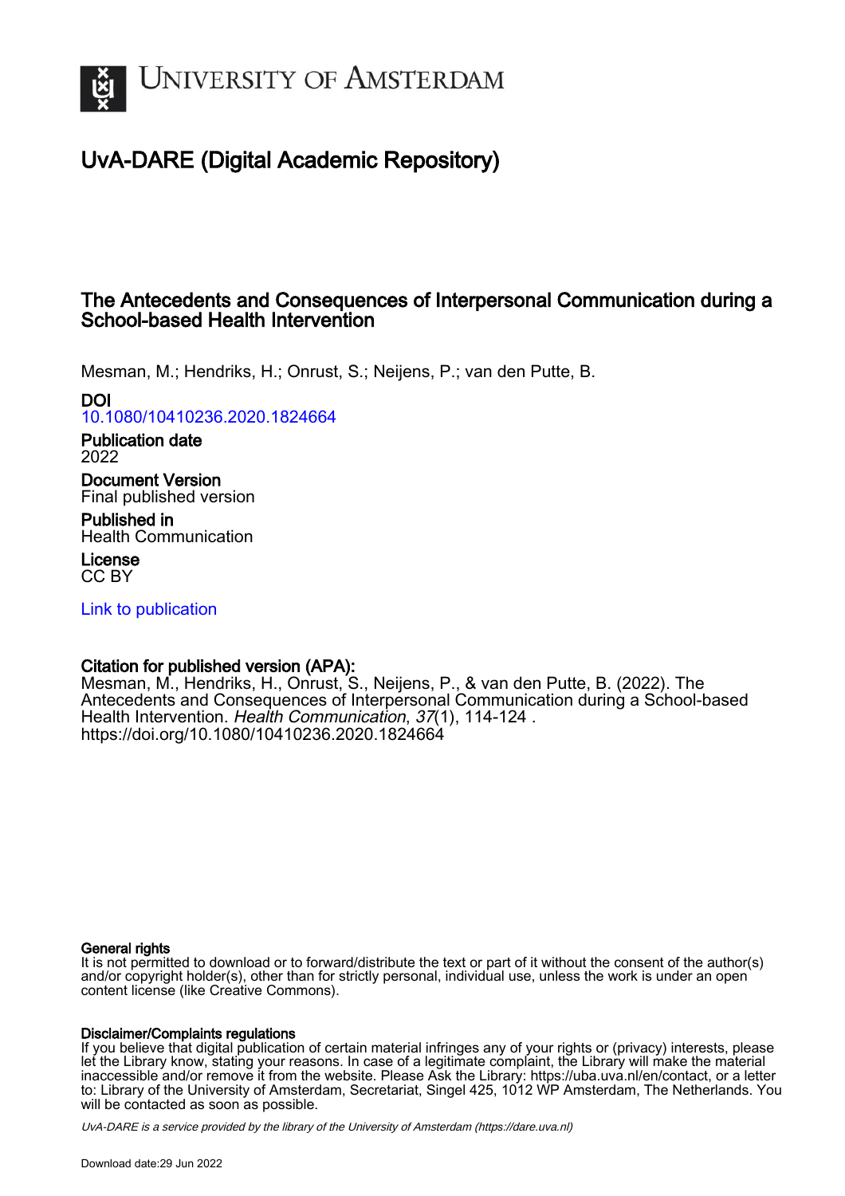# UNIVERSITY OF AMSTERDAM

## UvA-DARE (Digital Academic Repository)

### The Antecedents and Consequences of Interpersonal Communication during a School-based Health Intervention

Mesman, M.; Hendriks, H.; Onrust, S.; Neijens, P.; van den Putte, B.

**DOI**
10.1080/10410236.2020.1824664

**Publication date**
2022

**Document Version**
Final published version

**Published in**
Health Communication

**License**
CC BY

Link to publication

**Citation for published version (APA):**
Mesman, M., Hendriks, H., Onrust, S., Neijens, P., & van den Putte, B. (2022). The Antecedents and Consequences of Interpersonal Communication during a School-based Health Intervention. *Health Communication*, *37*(1), 114-124 . https://doi.org/10.1080/10410236.2020.1824664

**General rights**
It is not permitted to download or to forward/distribute the text or part of it without the consent of the author(s) and/or copyright holder(s), other than for strictly personal, individual use, unless the work is under an open content license (like Creative Commons).

**Disclaimer/Complaints regulations**
If you believe that digital publication of certain material infringes any of your rights or (privacy) interests, please let the Library know, stating your reasons. In case of a legitimate complaint, the Library will make the material inaccessible and/or remove it from the website. Please Ask the Library: https://uba.uva.nl/en/contact, or a letter to: Library of the University of Amsterdam, Secretariat, Singel 425, 1012 WP Amsterdam, The Netherlands. You will be contacted as soon as possible.

*UvA-DARE is a service provided by the library of the University of Amsterdam (https://dare.uva.nl)*

Download date:29 Jun 2022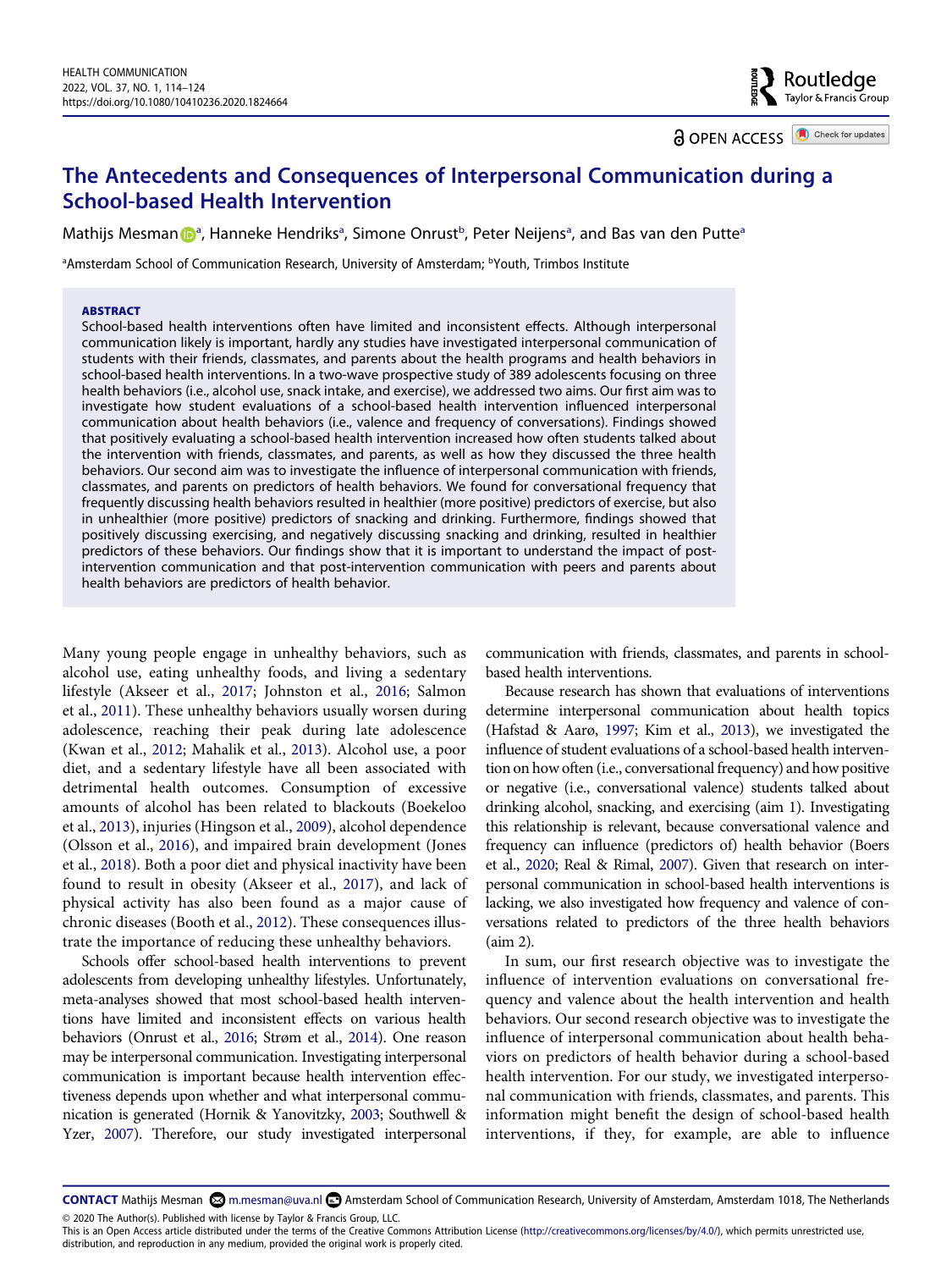# The Antecedents and Consequences of Interpersonal Communication during a School-based Health Intervention

Mathijs Mesman[a], Hanneke Hendriks[a], Simone Onrust[b], Peter Neijens[a], and Bas van den Putte[a]

[a]Amsterdam School of Communication Research, University of Amsterdam; [b]Youth, Trimbos Institute

### ABSTRACT

School-based health interventions often have limited and inconsistent effects. Although interpersonal communication likely is important, hardly any studies have investigated interpersonal communication of students with their friends, classmates, and parents about the health programs and health behaviors in school-based health interventions. In a two-wave prospective study of 389 adolescents focusing on three health behaviors (i.e., alcohol use, snack intake, and exercise), we addressed two aims. Our first aim was to investigate how student evaluations of a school-based health intervention influenced interpersonal communication about health behaviors (i.e., valence and frequency of conversations). Findings showed that positively evaluating a school-based health intervention increased how often students talked about the intervention with friends, classmates, and parents, as well as how they discussed the three health behaviors. Our second aim was to investigate the influence of interpersonal communication with friends, classmates, and parents on predictors of health behaviors. We found for conversational frequency that frequently discussing health behaviors resulted in healthier (more positive) predictors of exercise, but also in unhealthier (more positive) predictors of snacking and drinking. Furthermore, findings showed that positively discussing exercising, and negatively discussing snacking and drinking, resulted in healthier predictors of these behaviors. Our findings show that it is important to understand the impact of post-intervention communication and that post-intervention communication with peers and parents about health behaviors are predictors of health behavior.

Many young people engage in unhealthy behaviors, such as alcohol use, eating unhealthy foods, and living a sedentary lifestyle (Akseer et al., 2017; Johnston et al., 2016; Salmon et al., 2011). These unhealthy behaviors usually worsen during adolescence, reaching their peak during late adolescence (Kwan et al., 2012; Mahalik et al., 2013). Alcohol use, a poor diet, and a sedentary lifestyle have all been associated with detrimental health outcomes. Consumption of excessive amounts of alcohol has been related to blackouts (Boekeloo et al., 2013), injuries (Hingson et al., 2009), alcohol dependence (Olsson et al., 2016), and impaired brain development (Jones et al., 2018). Both a poor diet and physical inactivity have been found to result in obesity (Akseer et al., 2017), and lack of physical activity has also been found as a major cause of chronic diseases (Booth et al., 2012). These consequences illustrate the importance of reducing these unhealthy behaviors.

Schools offer school-based health interventions to prevent adolescents from developing unhealthy lifestyles. Unfortunately, meta-analyses showed that most school-based health interventions have limited and inconsistent effects on various health behaviors (Onrust et al., 2016; Strøm et al., 2014). One reason may be interpersonal communication. Investigating interpersonal communication is important because health intervention effectiveness depends upon whether and what interpersonal communication is generated (Hornik & Yanovitzky, 2003; Southwell & Yzer, 2007). Therefore, our study investigated interpersonal communication with friends, classmates, and parents in school-based health interventions.

Because research has shown that evaluations of interventions determine interpersonal communication about health topics (Hafstad & Aarø, 1997; Kim et al., 2013), we investigated the influence of student evaluations of a school-based health intervention on how often (i.e., conversational frequency) and how positive or negative (i.e., conversational valence) students talked about drinking alcohol, snacking, and exercising (aim 1). Investigating this relationship is relevant, because conversational valence and frequency can influence (predictors of) health behavior (Boers et al., 2020; Real & Rimal, 2007). Given that research on interpersonal communication in school-based health interventions is lacking, we also investigated how frequency and valence of conversations related to predictors of the three health behaviors (aim 2).

In sum, our first research objective was to investigate the influence of intervention evaluations on conversational frequency and valence about the health intervention and health behaviors. Our second research objective was to investigate the influence of interpersonal communication about health behaviors on predictors of health behavior during a school-based health intervention. For our study, we investigated interpersonal communication with friends, classmates, and parents. This information might benefit the design of school-based health interventions, if they, for example, are able to influence

**CONTACT** Mathijs Mesman m.mesman@uva.nl Amsterdam School of Communication Research, University of Amsterdam, Amsterdam 1018, The Netherlands

© 2020 The Author(s). Published with license by Taylor & Francis Group, LLC.
This is an Open Access article distributed under the terms of the Creative Commons Attribution License (http://creativecommons.org/licenses/by/4.0/), which permits unrestricted use, distribution, and reproduction in any medium, provided the original work is properly cited.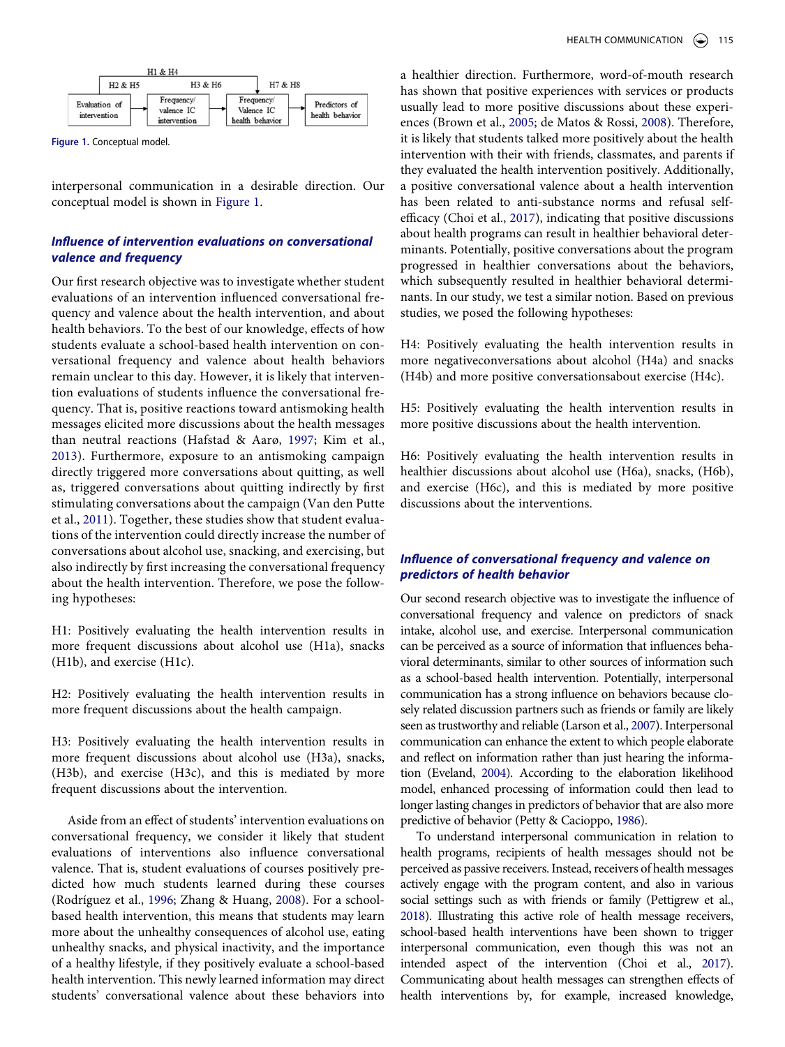Figure 1. Conceptual model.

interpersonal communication in a desirable direction. Our conceptual model is shown in Figure 1.

### *Influence of intervention evaluations on conversational valence and frequency*

Our first research objective was to investigate whether student evaluations of an intervention influenced conversational frequency and valence about the health intervention, and about health behaviors. To the best of our knowledge, effects of how students evaluate a school-based health intervention on conversational frequency and valence about health behaviors remain unclear to this day. However, it is likely that intervention evaluations of students influence the conversational frequency. That is, positive reactions toward antismoking health messages elicited more discussions about the health messages than neutral reactions (Hafstad & Aarø, 1997; Kim et al., 2013). Furthermore, exposure to an antismoking campaign directly triggered more conversations about quitting, as well as, triggered conversations about quitting indirectly by first stimulating conversations about the campaign (Van den Putte et al., 2011). Together, these studies show that student evaluations of the intervention could directly increase the number of conversations about alcohol use, snacking, and exercising, but also indirectly by first increasing the conversational frequency about the health intervention. Therefore, we pose the following hypotheses:

H1: Positively evaluating the health intervention results in more frequent discussions about alcohol use (H1a), snacks (H1b), and exercise (H1c).

H2: Positively evaluating the health intervention results in more frequent discussions about the health campaign.

H3: Positively evaluating the health intervention results in more frequent discussions about alcohol use (H3a), snacks, (H3b), and exercise (H3c), and this is mediated by more frequent discussions about the intervention.

Aside from an effect of students' intervention evaluations on conversational frequency, we consider it likely that student evaluations of interventions also influence conversational valence. That is, student evaluations of courses positively predicted how much students learned during these courses (Rodríguez et al., 1996; Zhang & Huang, 2008). For a school-based health intervention, this means that students may learn more about the unhealthy consequences of alcohol use, eating unhealthy snacks, and physical inactivity, and the importance of a healthy lifestyle, if they positively evaluate a school-based health intervention. This newly learned information may direct students' conversational valence about these behaviors into a healthier direction. Furthermore, word-of-mouth research has shown that positive experiences with services or products usually lead to more positive discussions about these experiences (Brown et al., 2005; de Matos & Rossi, 2008). Therefore, it is likely that students talked more positively about the health intervention with their with friends, classmates, and parents if they evaluated the health intervention positively. Additionally, a positive conversational valence about a health intervention has been related to anti-substance norms and refusal self-efficacy (Choi et al., 2017), indicating that positive discussions about health programs can result in healthier behavioral determinants. Potentially, positive conversations about the program progressed in healthier conversations about the behaviors, which subsequently resulted in healthier behavioral determinants. In our study, we test a similar notion. Based on previous studies, we posed the following hypotheses:

H4: Positively evaluating the health intervention results in more negativeconversations about alcohol (H4a) and snacks (H4b) and more positive conversationsabout exercise (H4c).

H5: Positively evaluating the health intervention results in more positive discussions about the health intervention.

H6: Positively evaluating the health intervention results in healthier discussions about alcohol use (H6a), snacks, (H6b), and exercise (H6c), and this is mediated by more positive discussions about the interventions.

### *Influence of conversational frequency and valence on predictors of health behavior*

Our second research objective was to investigate the influence of conversational frequency and valence on predictors of snack intake, alcohol use, and exercise. Interpersonal communication can be perceived as a source of information that influences behavioral determinants, similar to other sources of information such as a school-based health intervention. Potentially, interpersonal communication has a strong influence on behaviors because closely related discussion partners such as friends or family are likely seen as trustworthy and reliable (Larson et al., 2007). Interpersonal communication can enhance the extent to which people elaborate and reflect on information rather than just hearing the information (Eveland, 2004). According to the elaboration likelihood model, enhanced processing of information could then lead to longer lasting changes in predictors of behavior that are also more predictive of behavior (Petty & Cacioppo, 1986).

To understand interpersonal communication in relation to health programs, recipients of health messages should not be perceived as passive receivers. Instead, receivers of health messages actively engage with the program content, and also in various social settings such as with friends or family (Pettigrew et al., 2018). Illustrating this active role of health message receivers, school-based health interventions have been shown to trigger interpersonal communication, even though this was not an intended aspect of the intervention (Choi et al., 2017). Communicating about health messages can strengthen effects of health interventions by, for example, increased knowledge,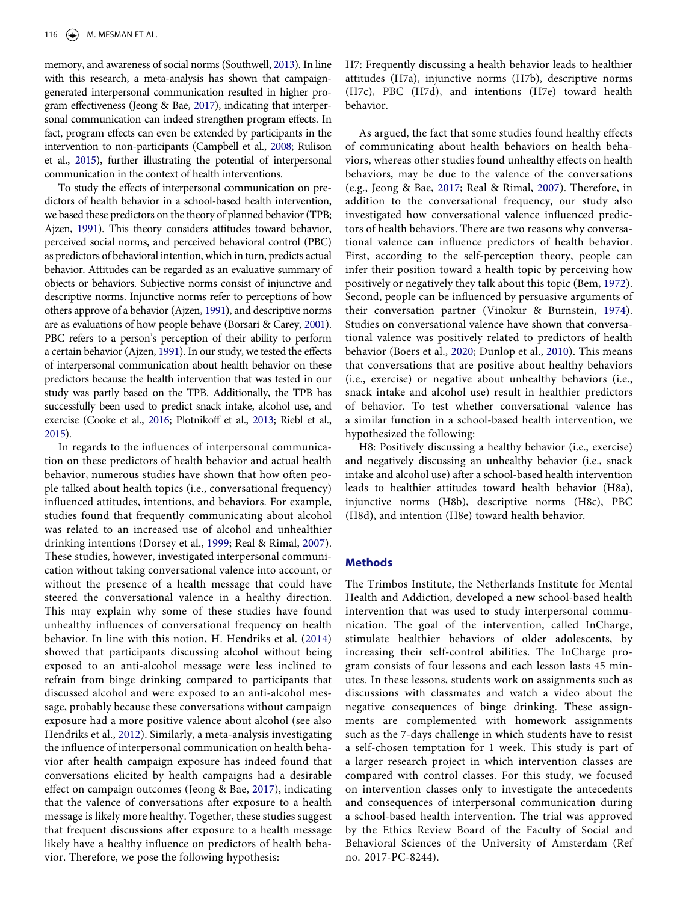memory, and awareness of social norms (Southwell, 2013). In line with this research, a meta-analysis has shown that campaign-generated interpersonal communication resulted in higher program effectiveness (Jeong & Bae, 2017), indicating that interpersonal communication can indeed strengthen program effects. In fact, program effects can even be extended by participants in the intervention to non-participants (Campbell et al., 2008; Rulison et al., 2015), further illustrating the potential of interpersonal communication in the context of health interventions.

To study the effects of interpersonal communication on predictors of health behavior in a school-based health intervention, we based these predictors on the theory of planned behavior (TPB; Ajzen, 1991). This theory considers attitudes toward behavior, perceived social norms, and perceived behavioral control (PBC) as predictors of behavioral intention, which in turn, predicts actual behavior. Attitudes can be regarded as an evaluative summary of objects or behaviors. Subjective norms consist of injunctive and descriptive norms. Injunctive norms refer to perceptions of how others approve of a behavior (Ajzen, 1991), and descriptive norms are as evaluations of how people behave (Borsari & Carey, 2001). PBC refers to a person's perception of their ability to perform a certain behavior (Ajzen, 1991). In our study, we tested the effects of interpersonal communication about health behavior on these predictors because the health intervention that was tested in our study was partly based on the TPB. Additionally, the TPB has successfully been used to predict snack intake, alcohol use, and exercise (Cooke et al., 2016; Plotnikoff et al., 2013; Riebl et al., 2015).

In regards to the influences of interpersonal communication on these predictors of health behavior and actual health behavior, numerous studies have shown that how often people talked about health topics (i.e., conversational frequency) influenced attitudes, intentions, and behaviors. For example, studies found that frequently communicating about alcohol was related to an increased use of alcohol and unhealthier drinking intentions (Dorsey et al., 1999; Real & Rimal, 2007). These studies, however, investigated interpersonal communication without taking conversational valence into account, or without the presence of a health message that could have steered the conversational valence in a healthy direction. This may explain why some of these studies have found unhealthy influences of conversational frequency on health behavior. In line with this notion, H. Hendriks et al. (2014) showed that participants discussing alcohol without being exposed to an anti-alcohol message were less inclined to refrain from binge drinking compared to participants that discussed alcohol and were exposed to an anti-alcohol message, probably because these conversations without campaign exposure had a more positive valence about alcohol (see also Hendriks et al., 2012). Similarly, a meta-analysis investigating the influence of interpersonal communication on health behavior after health campaign exposure has indeed found that conversations elicited by health campaigns had a desirable effect on campaign outcomes (Jeong & Bae, 2017), indicating that the valence of conversations after exposure to a health message is likely more healthy. Together, these studies suggest that frequent discussions after exposure to a health message likely have a healthy influence on predictors of health behavior. Therefore, we pose the following hypothesis:

H7: Frequently discussing a health behavior leads to healthier attitudes (H7a), injunctive norms (H7b), descriptive norms (H7c), PBC (H7d), and intentions (H7e) toward health behavior.

As argued, the fact that some studies found healthy effects of communicating about health behaviors on health behaviors, whereas other studies found unhealthy effects on health behaviors, may be due to the valence of the conversations (e.g., Jeong & Bae, 2017; Real & Rimal, 2007). Therefore, in addition to the conversational frequency, our study also investigated how conversational valence influenced predictors of health behaviors. There are two reasons why conversational valence can influence predictors of health behavior. First, according to the self-perception theory, people can infer their position toward a health topic by perceiving how positively or negatively they talk about this topic (Bem, 1972). Second, people can be influenced by persuasive arguments of their conversation partner (Vinokur & Burnstein, 1974). Studies on conversational valence have shown that conversational valence was positively related to predictors of health behavior (Boers et al., 2020; Dunlop et al., 2010). This means that conversations that are positive about healthy behaviors (i.e., exercise) or negative about unhealthy behaviors (i.e., snack intake and alcohol use) result in healthier predictors of behavior. To test whether conversational valence has a similar function in a school-based health intervention, we hypothesized the following:

H8: Positively discussing a healthy behavior (i.e., exercise) and negatively discussing an unhealthy behavior (i.e., snack intake and alcohol use) after a school-based health intervention leads to healthier attitudes toward health behavior (H8a), injunctive norms (H8b), descriptive norms (H8c), PBC (H8d), and intention (H8e) toward health behavior.

## Methods

The Trimbos Institute, the Netherlands Institute for Mental Health and Addiction, developed a new school-based health intervention that was used to study interpersonal communication. The goal of the intervention, called InCharge, stimulate healthier behaviors of older adolescents, by increasing their self-control abilities. The InCharge program consists of four lessons and each lesson lasts 45 minutes. In these lessons, students work on assignments such as discussions with classmates and watch a video about the negative consequences of binge drinking. These assignments are complemented with homework assignments such as the 7-days challenge in which students have to resist a self-chosen temptation for 1 week. This study is part of a larger research project in which intervention classes are compared with control classes. For this study, we focused on intervention classes only to investigate the antecedents and consequences of interpersonal communication during a school-based health intervention. The trial was approved by the Ethics Review Board of the Faculty of Social and Behavioral Sciences of the University of Amsterdam (Ref no. 2017-PC-8244).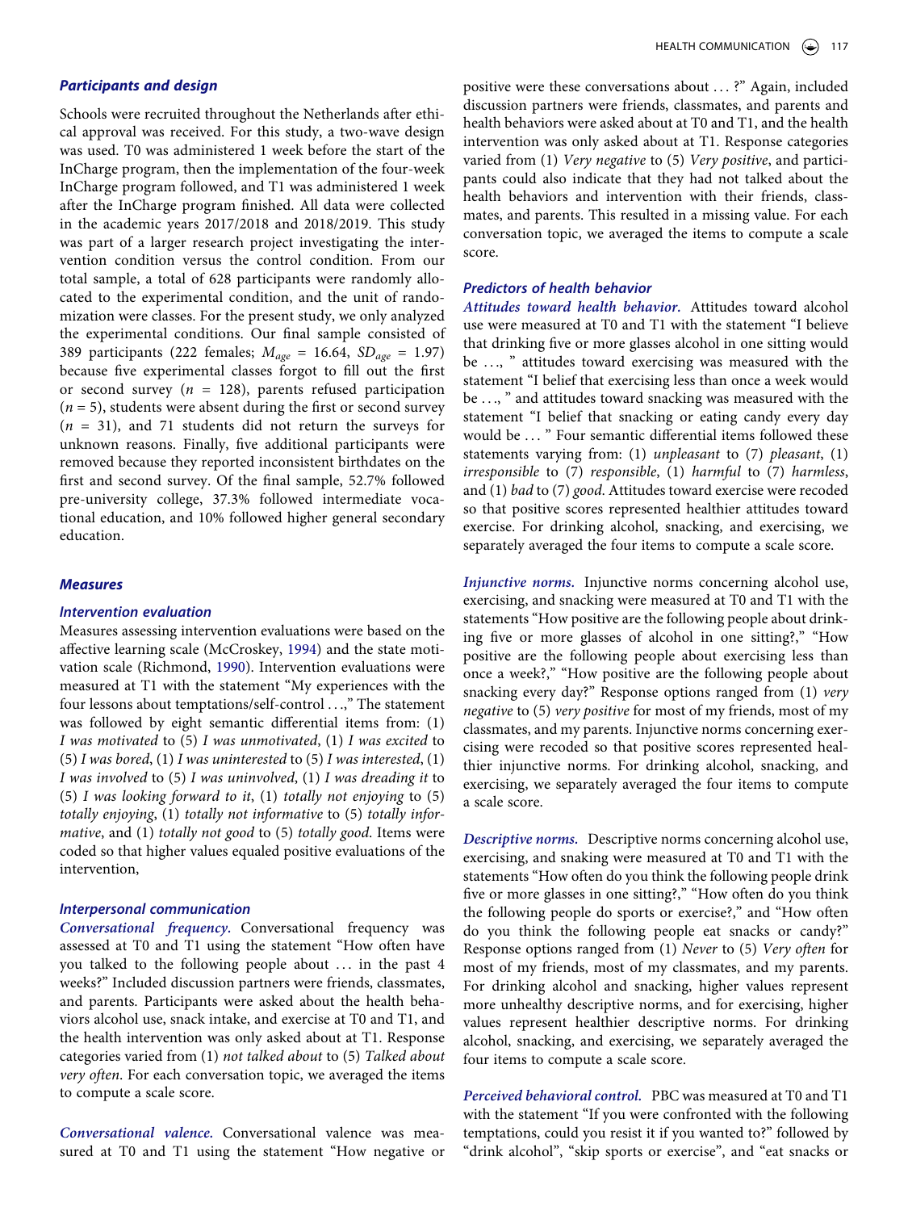### Participants and design

Schools were recruited throughout the Netherlands after ethical approval was received. For this study, a two-wave design was used. T0 was administered 1 week before the start of the InCharge program, then the implementation of the four-week InCharge program followed, and T1 was administered 1 week after the InCharge program finished. All data were collected in the academic years 2017/2018 and 2018/2019. This study was part of a larger research project investigating the intervention condition versus the control condition. From our total sample, a total of 628 participants were randomly allocated to the experimental condition, and the unit of randomization were classes. For the present study, we only analyzed the experimental conditions. Our final sample consisted of 389 participants (222 females; $M_{age}$ = 16.64, $SD_{age}$ = 1.97) because five experimental classes forgot to fill out the first or second survey ($n$ = 128), parents refused participation ($n$ = 5), students were absent during the first or second survey ($n$ = 31), and 71 students did not return the surveys for unknown reasons. Finally, five additional participants were removed because they reported inconsistent birthdates on the first and second survey. Of the final sample, 52.7% followed pre-university college, 37.3% followed intermediate vocational education, and 10% followed higher general secondary education.

### Measures

#### Intervention evaluation

Measures assessing intervention evaluations were based on the affective learning scale (McCroskey, 1994) and the state motivation scale (Richmond, 1990). Intervention evaluations were measured at T1 with the statement "My experiences with the four lessons about temptations/self-control . . .," The statement was followed by eight semantic differential items from: (1) *I was motivated* to (5) *I was unmotivated*, (1) *I was excited* to (5) *I was bored*, (1) *I was uninterested* to (5) *I was interested*, (1) *I was involved* to (5) *I was uninvolved*, (1) *I was dreading it* to (5) *I was looking forward to it*, (1) *totally not enjoying* to (5) *totally enjoying*, (1) *totally not informative* to (5) *totally informative*, and (1) *totally not good* to (5) *totally good*. Items were coded so that higher values equaled positive evaluations of the intervention,

#### Interpersonal communication

*Conversational frequency.* Conversational frequency was assessed at T0 and T1 using the statement "How often have you talked to the following people about . . . in the past 4 weeks?" Included discussion partners were friends, classmates, and parents. Participants were asked about the health behaviors alcohol use, snack intake, and exercise at T0 and T1, and the health intervention was only asked about at T1. Response categories varied from (1) *not talked about* to (5) *Talked about very often*. For each conversation topic, we averaged the items to compute a scale score.

*Conversational valence.* Conversational valence was measured at T0 and T1 using the statement "How negative or positive were these conversations about . . . ?" Again, included discussion partners were friends, classmates, and parents and health behaviors were asked about at T0 and T1, and the health intervention was only asked about at T1. Response categories varied from (1) *Very negative* to (5) *Very positive*, and participants could also indicate that they had not talked about the health behaviors and intervention with their friends, classmates, and parents. This resulted in a missing value. For each conversation topic, we averaged the items to compute a scale score.

#### Predictors of health behavior

*Attitudes toward health behavior.* Attitudes toward alcohol use were measured at T0 and T1 with the statement "I believe that drinking five or more glasses alcohol in one sitting would be . . ., " attitudes toward exercising was measured with the statement "I belief that exercising less than once a week would be . . ., " and attitudes toward snacking was measured with the statement "I belief that snacking or eating candy every day would be . . . " Four semantic differential items followed these statements varying from: (1) *unpleasant* to (7) *pleasant*, (1) *irresponsible* to (7) *responsible*, (1) *harmful* to (7) *harmless*, and (1) *bad* to (7) *good*. Attitudes toward exercise were recoded so that positive scores represented healthier attitudes toward exercise. For drinking alcohol, snacking, and exercising, we separately averaged the four items to compute a scale score.

*Injunctive norms.* Injunctive norms concerning alcohol use, exercising, and snacking were measured at T0 and T1 with the statements "How positive are the following people about drinking five or more glasses of alcohol in one sitting?," "How positive are the following people about exercising less than once a week?," "How positive are the following people about snacking every day?" Response options ranged from (1) *very negative* to (5) *very positive* for most of my friends, most of my classmates, and my parents. Injunctive norms concerning exercising were recoded so that positive scores represented healthier injunctive norms. For drinking alcohol, snacking, and exercising, we separately averaged the four items to compute a scale score.

*Descriptive norms.* Descriptive norms concerning alcohol use, exercising, and snaking were measured at T0 and T1 with the statements "How often do you think the following people drink five or more glasses in one sitting?," "How often do you think the following people do sports or exercise?," and "How often do you think the following people eat snacks or candy?" Response options ranged from (1) *Never* to (5) *Very often* for most of my friends, most of my classmates, and my parents. For drinking alcohol and snacking, higher values represent more unhealthy descriptive norms, and for exercising, higher values represent healthier descriptive norms. For drinking alcohol, snacking, and exercising, we separately averaged the four items to compute a scale score.

*Perceived behavioral control.* PBC was measured at T0 and T1 with the statement "If you were confronted with the following temptations, could you resist it if you wanted to?" followed by "drink alcohol", "skip sports or exercise", and "eat snacks or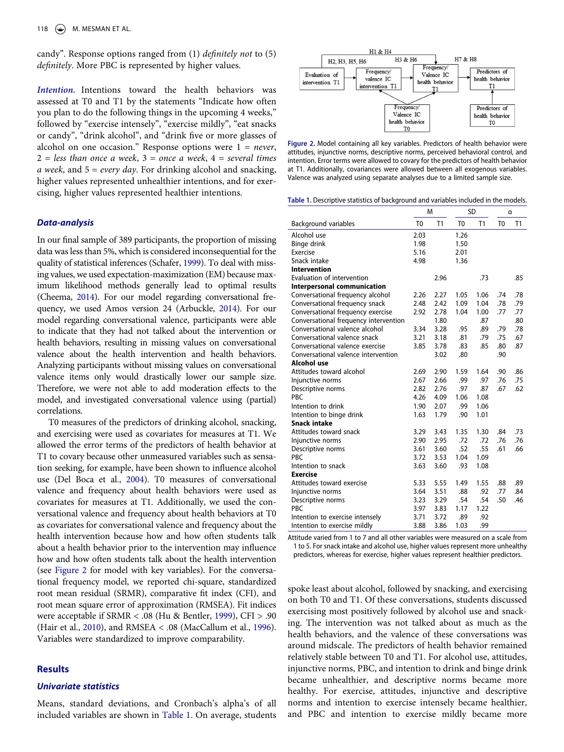candy". Response options ranged from (1) *definitely not* to (5) *definitely*. More PBC is represented by higher values.

***Intention.*** Intentions toward the health behaviors was assessed at T0 and T1 by the statements "Indicate how often you plan to do the following things in the upcoming 4 weeks," followed by "exercise intensely", "exercise mildly", "eat snacks or candy", "drink alcohol", and "drink five or more glasses of alcohol on one occasion." Response options were 1 = *never*, 2 = *less than once a week*, 3 = *once a week*, 4 = *several times a week*, and 5 = *every day*. For drinking alcohol and snacking, higher values represented unhealthier intentions, and for exercising, higher values represented healthier intentions.

### Data-analysis

In our final sample of 389 participants, the proportion of missing data was less than 5%, which is considered inconsequential for the quality of statistical inferences (Schafer, 1999). To deal with missing values, we used expectation-maximization (EM) because maximum likelihood methods generally lead to optimal results (Cheema, 2014). For our model regarding conversational frequency, we used Amos version 24 (Arbuckle, 2014). For our model regarding conversational valence, participants were able to indicate that they had not talked about the intervention or health behaviors, resulting in missing values on conversational valence about the health intervention and health behaviors. Analyzing participants without missing values on conversational valence items only would drastically lower our sample size. Therefore, we were not able to add moderation effects to the model, and investigated conversational valence using (partial) correlations.

T0 measures of the predictors of drinking alcohol, snacking, and exercising were used as covariates for measures at T1. We allowed the error terms of the predictors of health behavior at T1 to covary because other unmeasured variables such as sensation seeking, for example, have been shown to influence alcohol use (Del Boca et al., 2004). T0 measures of conversational valence and frequency about health behaviors were used as covariates for measures at T1. Additionally, we used the conversational valence and frequency about health behaviors at T0 as covariates for conversational valence and frequency about the health intervention because how and how often students talk about a health behavior prior to the intervention may influence how and how often students talk about the health intervention (see Figure 2 for model with key variables). For the conversational frequency model, we reported chi-square, standardized root mean residual (SRMR), comparative fit index (CFI), and root mean square error of approximation (RMSEA). Fit indices were acceptable if SRMR < .08 (Hu & Bentler, 1999), CFI > .90 (Hair et al., 2010), and RMSEA < .08 (MacCallum et al., 1996). Variables were standardized to improve comparability.

## Results

### Univariate statistics

Means, standard deviations, and Cronbach's alpha's of all included variables are shown in Table 1. On average, students spoke least about alcohol, followed by snacking, and exercising on both T0 and T1. Of these conversations, students discussed exercising most positively followed by alcohol use and snacking. The intervention was not talked about as much as the health behaviors, and the valence of these conversations was around midscale. The predictors of health behavior remained relatively stable between T0 and T1. For alcohol use, attitudes, injunctive norms, PBC, and intention to drink and binge drink became unhealthier, and descriptive norms became more healthy. For exercise, attitudes, injunctive and descriptive norms and intention to exercise intensely became healthier, and PBC and intention to exercise mildly became more

**Figure 2.** Model containing all key variables. Predictors of health behavior were attitudes, injunctive norms, descriptive norms, perceived behavioral control, and intention. Error terms were allowed to covary for the predictors of health behavior at T1. Additionally, covariances were allowed between all exogenous variables. Valence was analyzed using separate analyses due to a limited sample size.

**Table 1.** Descriptive statistics of background and variables included in the models.

| | M | | SD | | α | |
|---|---|---|---|---|---|---|
| Background variables | T0 | T1 | T0 | T1 | T0 | T1 |
| Alcohol use | 2.03 | | 1.26 | | | |
| Binge drink | 1.98 | | 1.50 | | | |
| Exercise | 5.16 | | 2.01 | | | |
| Snack intake | 4.98 | | 1.36 | | | |
| **Intervention** | | | | | | |
| Evaluation of intervention | | 2.96 | | .73 | | .85 |
| **Interpersonal communication** | | | | | | |
| Conversational frequency alcohol | 2.26 | 2.27 | 1.05 | 1.06 | .74 | .78 |
| Conversational frequency snack | 2.48 | 2.42 | 1.09 | 1.04 | .78 | .79 |
| Conversational frequency exercise | 2.92 | 2.78 | 1.04 | 1.00 | .77 | .77 |
| Conversational frequency intervention | | 1.80 | | .87 | | .80 |
| Conversational valence alcohol | 3.34 | 3.28 | .95 | .89 | .79 | .78 |
| Conversational valence snack | 3.21 | 3.18 | .81 | .79 | .75 | .67 |
| Conversational valence exercise | 3.85 | 3.78 | .83 | .85 | .80 | .87 |
| Conversational valence intervention | | 3.02 | | .80 | | .90 |
| **Alcohol use** | | | | | | |
| Attitudes toward alcohol | 2.69 | 2.90 | 1.59 | 1.64 | .90 | .86 |
| Injunctive norms | 2.67 | 2.66 | .99 | .97 | .76 | .75 |
| Descriptive norms | 2.82 | 2.76 | .97 | .87 | .67 | .62 |
| PBC | 4.26 | 4.09 | 1.06 | 1.08 | | |
| Intention to drink | 1.90 | 2.07 | .99 | 1.06 | | |
| Intention to binge drink | 1.63 | 1.79 | .90 | 1.01 | | |
| **Snack intake** | | | | | | |
| Attitudes toward snack | 3.29 | 3.43 | 1.35 | 1.30 | .84 | .73 |
| Injunctive norms | 2.90 | 2.95 | .72 | .72 | .76 | .76 |
| Descriptive norms | 3.61 | 3.60 | .52 | .55 | .61 | .66 |
| PBC | 3.72 | 3.53 | 1.04 | 1.09 | | |
| Intention to snack | 3.63 | 3.60 | .93 | 1.08 | | |
| **Exercise** | | | | | | |
| Attitudes toward exercise | 5.33 | 5.55 | 1.49 | 1.55 | .88 | .89 |
| Injunctive norms | 3.64 | 3.51 | .88 | .92 | .77 | .84 |
| Descriptive norms | 3.23 | 3.29 | .54 | .54 | .50 | .46 |
| PBC | 3.97 | 3.83 | 1.17 | 1.22 | | |
| Intention to exercise intensely | 3.71 | 3.72 | .89 | .92 | | |
| Intention to exercise mildly | 3.88 | 3.86 | 1.03 | .99 | | |

Attitude varied from 1 to 7 and all other variables were measured on a scale from 1 to 5. For snack intake and alcohol use, higher values represent more unhealthy predictors, whereas for exercise, higher values represent healthier predictors.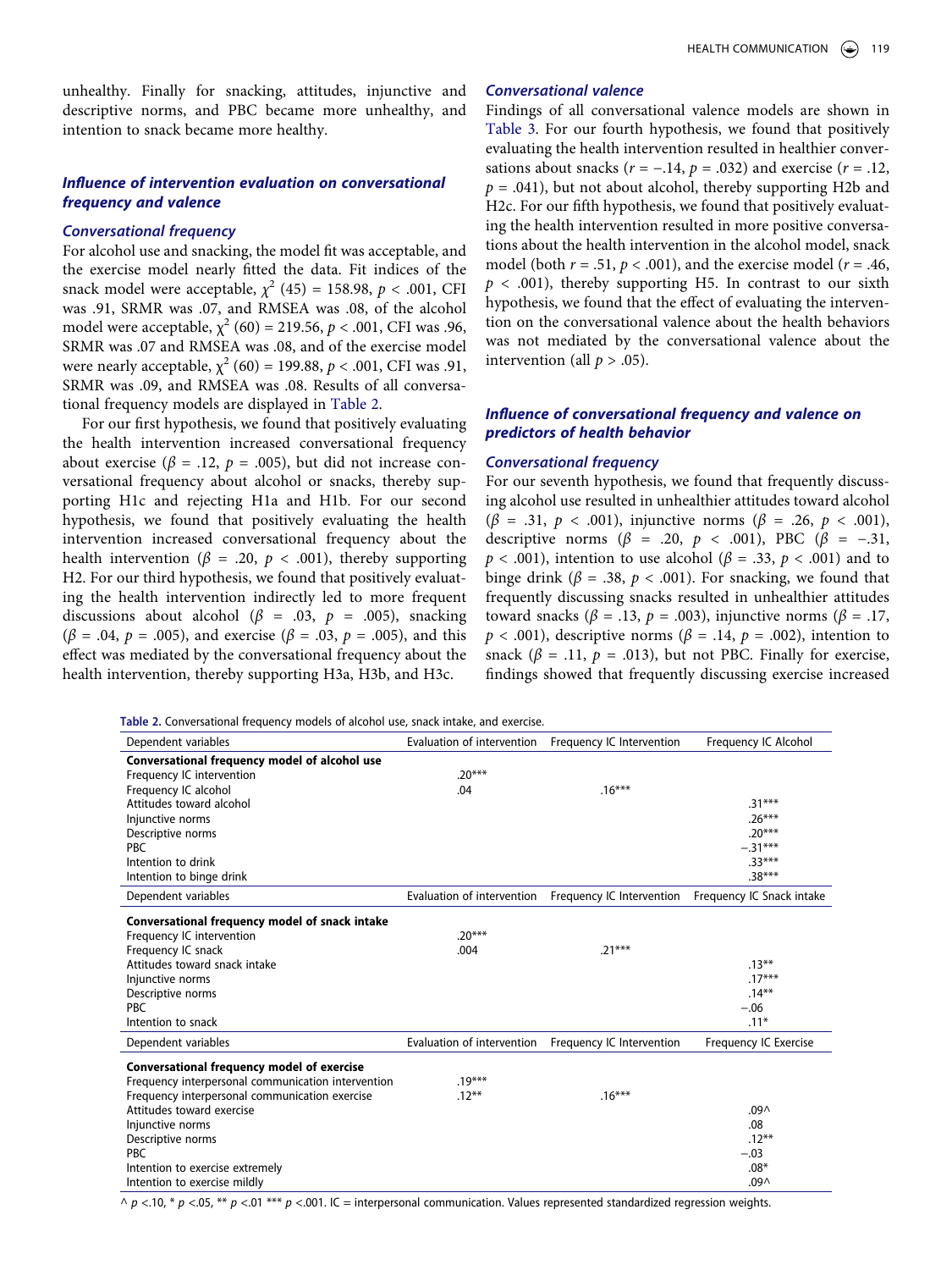unhealthy. Finally for snacking, attitudes, injunctive and descriptive norms, and PBC became more unhealthy, and intention to snack became more healthy.

### *Influence of intervention evaluation on conversational frequency and valence*

#### *Conversational frequency*

For alcohol use and snacking, the model fit was acceptable, and the exercise model nearly fitted the data. Fit indices of the snack model were acceptable, $\chi^2$ (45) = 158.98, $p$ < .001, CFI was .91, SRMR was .07, and RMSEA was .08, of the alcohol model were acceptable, $\chi^2$ (60) = 219.56, $p$ < .001, CFI was .96, SRMR was .07 and RMSEA was .08, and of the exercise model were nearly acceptable, $\chi^2$ (60) = 199.88, $p$ < .001, CFI was .91, SRMR was .09, and RMSEA was .08. Results of all conversational frequency models are displayed in Table 2.

For our first hypothesis, we found that positively evaluating the health intervention increased conversational frequency about exercise ($\beta$ = .12, $p$ = .005), but did not increase conversational frequency about alcohol or snacks, thereby supporting H1c and rejecting H1a and H1b. For our second hypothesis, we found that positively evaluating the health intervention increased conversational frequency about the health intervention ($\beta$ = .20, $p$ < .001), thereby supporting H2. For our third hypothesis, we found that positively evaluating the health intervention indirectly led to more frequent discussions about alcohol ($\beta$ = .03, $p$ = .005), snacking ($\beta$ = .04, $p$ = .005), and exercise ($\beta$ = .03, $p$ = .005), and this effect was mediated by the conversational frequency about the health intervention, thereby supporting H3a, H3b, and H3c.

#### *Conversational valence*

Findings of all conversational valence models are shown in Table 3. For our fourth hypothesis, we found that positively evaluating the health intervention resulted in healthier conversations about snacks ($r$ = −.14, $p$ = .032) and exercise ($r$ = .12, $p$ = .041), but not about alcohol, thereby supporting H2b and H2c. For our fifth hypothesis, we found that positively evaluating the health intervention resulted in more positive conversations about the health intervention in the alcohol model, snack model (both $r$ = .51, $p$ < .001), and the exercise model ($r$ = .46, $p$ < .001), thereby supporting H5. In contrast to our sixth hypothesis, we found that the effect of evaluating the intervention on the conversational valence about the health behaviors was not mediated by the conversational valence about the intervention (all $p$ > .05).

### *Influence of conversational frequency and valence on predictors of health behavior*

#### *Conversational frequency*

For our seventh hypothesis, we found that frequently discussing alcohol use resulted in unhealthier attitudes toward alcohol ($\beta$ = .31, $p$ < .001), injunctive norms ($\beta$ = .26, $p$ < .001), descriptive norms ($\beta$ = .20, $p$ < .001), PBC ($\beta$ = −.31, $p$ < .001), intention to use alcohol ($\beta$ = .33, $p$ < .001) and to binge drink ($\beta$ = .38, $p$ < .001). For snacking, we found that frequently discussing snacks resulted in unhealthier attitudes toward snacks ($\beta$ = .13, $p$ = .003), injunctive norms ($\beta$ = .17, $p$ < .001), descriptive norms ($\beta$ = .14, $p$ = .002), intention to snack ($\beta$ = .11, $p$ = .013), but not PBC. Finally for exercise, findings showed that frequently discussing exercise increased

**Table 2.** Conversational frequency models of alcohol use, snack intake, and exercise.

| Dependent variables | Evaluation of intervention | Frequency IC Intervention | Frequency IC Alcohol |
|---|---|---|---|
| **Conversational frequency model of alcohol use** | | | |
| Frequency IC intervention | .20*** | | |
| Frequency IC alcohol | .04 | .16*** | |
| Attitudes toward alcohol | | | .31*** |
| Injunctive norms | | | .26*** |
| Descriptive norms | | | .20*** |
| PBC | | | −.31*** |
| Intention to drink | | | .33*** |
| Intention to binge drink | | | .38*** |
| **Dependent variables** | **Evaluation of intervention** | **Frequency IC Intervention** | **Frequency IC Snack intake** |
| **Conversational frequency model of snack intake** | | | |
| Frequency IC intervention | .20*** | | |
| Frequency IC snack | .004 | .21*** | |
| Attitudes toward snack intake | | | .13** |
| Injunctive norms | | | .17*** |
| Descriptive norms | | | .14** |
| PBC | | | −.06 |
| Intention to snack | | | .11* |
| **Dependent variables** | **Evaluation of intervention** | **Frequency IC Intervention** | **Frequency IC Exercise** |
| **Conversational frequency model of exercise** | | | |
| Frequency interpersonal communication intervention | .19*** | | |
| Frequency interpersonal communication exercise | .12** | .16*** | |
| Attitudes toward exercise | | | .09^ |
| Injunctive norms | | | .08 |
| Descriptive norms | | | .12** |
| PBC | | | −.03 |
| Intention to exercise extremely | | | .08* |
| Intention to exercise mildly | | | .09^ |

^ $p$ <.10, * $p$ <.05, ** $p$ <.01 *** $p$ <.001. IC = interpersonal communication. Values represented standardized regression weights.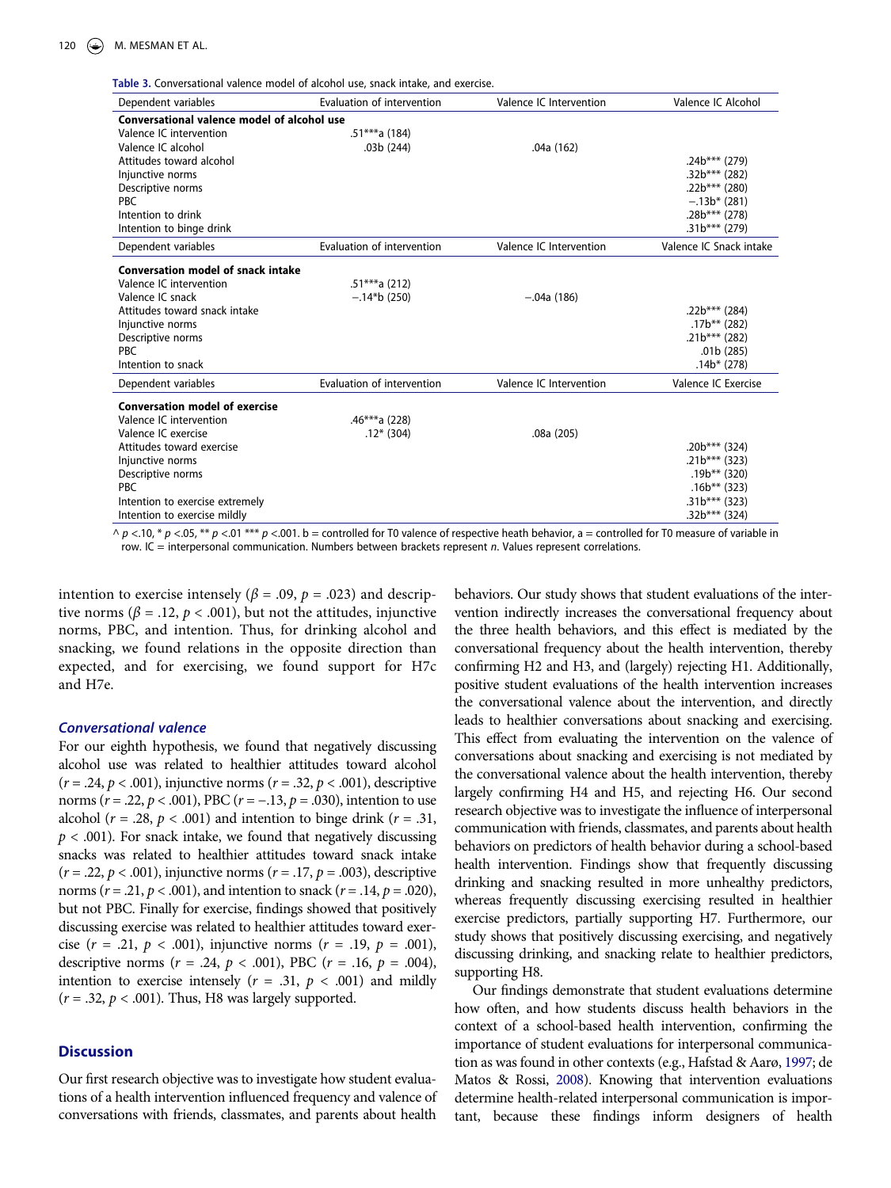**Table 3.** Conversational valence model of alcohol use, snack intake, and exercise.

| Dependent variables | Evaluation of intervention | Valence IC Intervention | Valence IC Alcohol |
|---|---|---|---|
| **Conversational valence model of alcohol use** | | | |
| Valence IC intervention | .51***a (184) | | |
| Valence IC alcohol | .03b (244) | .04a (162) | |
| Attitudes toward alcohol | | | .24b*** (279) |
| Injunctive norms | | | .32b*** (282) |
| Descriptive norms | | | .22b*** (280) |
| PBC | | | −.13b* (281) |
| Intention to drink | | | .28b*** (278) |
| Intention to binge drink | | | .31b*** (279) |
| **Dependent variables** | **Evaluation of intervention** | **Valence IC Intervention** | **Valence IC Snack intake** |
| **Conversation model of snack intake** | | | |
| Valence IC intervention | .51***a (212) | | |
| Valence IC snack | −.14*b (250) | −.04a (186) | |
| Attitudes toward snack intake | | | .22b*** (284) |
| Injunctive norms | | | .17b** (282) |
| Descriptive norms | | | .21b*** (282) |
| PBC | | | .01b (285) |
| Intention to snack | | | .14b* (278) |
| **Dependent variables** | **Evaluation of intervention** | **Valence IC Intervention** | **Valence IC Exercise** |
| **Conversation model of exercise** | | | |
| Valence IC intervention | .46***a (228) | | |
| Valence IC exercise | .12* (304) | .08a (205) | |
| Attitudes toward exercise | | | .20b*** (324) |
| Injunctive norms | | | .21b*** (323) |
| Descriptive norms | | | .19b** (320) |
| PBC | | | .16b** (323) |
| Intention to exercise extremely | | | .31b*** (323) |
| Intention to exercise mildly | | | .32b*** (324) |

^ $p$ <.10, * $p$ <.05, ** $p$ <.01 *** $p$ <.001. b = controlled for T0 valence of respective heath behavior, a = controlled for T0 measure of variable in row. IC = interpersonal communication. Numbers between brackets represent $n$. Values represent correlations.

intention to exercise intensely ($\beta$ = .09, $p$ = .023) and descriptive norms ($\beta$ = .12, $p$ < .001), but not the attitudes, injunctive norms, PBC, and intention. Thus, for drinking alcohol and snacking, we found relations in the opposite direction than expected, and for exercising, we found support for H7c and H7e.

### *Conversational valence*

For our eighth hypothesis, we found that negatively discussing alcohol use was related to healthier attitudes toward alcohol ($r$ = .24, $p$ < .001), injunctive norms ($r$ = .32, $p$ < .001), descriptive norms ($r$ = .22, $p$ < .001), PBC ($r$ = −.13, $p$ = .030), intention to use alcohol ($r$ = .28, $p$ < .001) and intention to binge drink ($r$ = .31, $p$ < .001). For snack intake, we found that negatively discussing snacks was related to healthier attitudes toward snack intake ($r$ = .22, $p$ < .001), injunctive norms ($r$ = .17, $p$ = .003), descriptive norms ($r$ = .21, $p$ < .001), and intention to snack ($r$ = .14, $p$ = .020), but not PBC. Finally for exercise, findings showed that positively discussing exercise was related to healthier attitudes toward exercise ($r$ = .21, $p$ < .001), injunctive norms ($r$ = .19, $p$ = .001), descriptive norms ($r$ = .24, $p$ < .001), PBC ($r$ = .16, $p$ = .004), intention to exercise intensely ($r$ = .31, $p$ < .001) and mildly ($r$ = .32, $p$ < .001). Thus, H8 was largely supported.

## Discussion

Our first research objective was to investigate how student evaluations of a health intervention influenced frequency and valence of conversations with friends, classmates, and parents about health behaviors. Our study shows that student evaluations of the intervention indirectly increases the conversational frequency about the three health behaviors, and this effect is mediated by the conversational frequency about the health intervention, thereby confirming H2 and H3, and (largely) rejecting H1. Additionally, positive student evaluations of the health intervention increases the conversational valence about the intervention, and directly leads to healthier conversations about snacking and exercising. This effect from evaluating the intervention on the valence of conversations about snacking and exercising is not mediated by the conversational valence about the health intervention, thereby largely confirming H4 and H5, and rejecting H6. Our second research objective was to investigate the influence of interpersonal communication with friends, classmates, and parents about health behaviors on predictors of health behavior during a school-based health intervention. Findings show that frequently discussing drinking and snacking resulted in more unhealthy predictors, whereas frequently discussing exercising resulted in healthier exercise predictors, partially supporting H7. Furthermore, our study shows that positively discussing exercising, and negatively discussing drinking, and snacking relate to healthier predictors, supporting H8.

Our findings demonstrate that student evaluations determine how often, and how students discuss health behaviors in the context of a school-based health intervention, confirming the importance of student evaluations for interpersonal communication as was found in other contexts (e.g., Hafstad & Aarø, 1997; de Matos & Rossi, 2008). Knowing that intervention evaluations determine health-related interpersonal communication is important, because these findings inform designers of health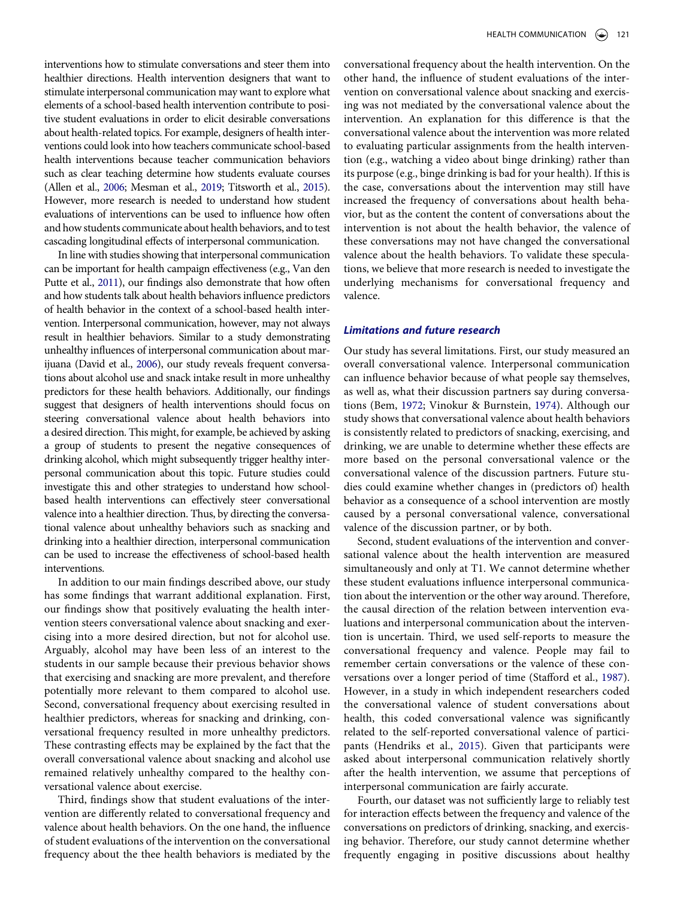interventions how to stimulate conversations and steer them into healthier directions. Health intervention designers that want to stimulate interpersonal communication may want to explore what elements of a school-based health intervention contribute to positive student evaluations in order to elicit desirable conversations about health-related topics. For example, designers of health interventions could look into how teachers communicate school-based health interventions because teacher communication behaviors such as clear teaching determine how students evaluate courses (Allen et al., 2006; Mesman et al., 2019; Titsworth et al., 2015). However, more research is needed to understand how student evaluations of interventions can be used to influence how often and how students communicate about health behaviors, and to test cascading longitudinal effects of interpersonal communication.

In line with studies showing that interpersonal communication can be important for health campaign effectiveness (e.g., Van den Putte et al., 2011), our findings also demonstrate that how often and how students talk about health behaviors influence predictors of health behavior in the context of a school-based health intervention. Interpersonal communication, however, may not always result in healthier behaviors. Similar to a study demonstrating unhealthy influences of interpersonal communication about marijuana (David et al., 2006), our study reveals frequent conversations about alcohol use and snack intake result in more unhealthy predictors for these health behaviors. Additionally, our findings suggest that designers of health interventions should focus on steering conversational valence about health behaviors into a desired direction. This might, for example, be achieved by asking a group of students to present the negative consequences of drinking alcohol, which might subsequently trigger healthy interpersonal communication about this topic. Future studies could investigate this and other strategies to understand how school-based health interventions can effectively steer conversational valence into a healthier direction. Thus, by directing the conversational valence about unhealthy behaviors such as snacking and drinking into a healthier direction, interpersonal communication can be used to increase the effectiveness of school-based health interventions.

In addition to our main findings described above, our study has some findings that warrant additional explanation. First, our findings show that positively evaluating the health intervention steers conversational valence about snacking and exercising into a more desired direction, but not for alcohol use. Arguably, alcohol may have been less of an interest to the students in our sample because their previous behavior shows that exercising and snacking are more prevalent, and therefore potentially more relevant to them compared to alcohol use. Second, conversational frequency about exercising resulted in healthier predictors, whereas for snacking and drinking, conversational frequency resulted in more unhealthy predictors. These contrasting effects may be explained by the fact that the overall conversational valence about snacking and alcohol use remained relatively unhealthy compared to the healthy conversational valence about exercise.

Third, findings show that student evaluations of the intervention are differently related to conversational frequency and valence about health behaviors. On the one hand, the influence of student evaluations of the intervention on the conversational frequency about the thee health behaviors is mediated by the conversational frequency about the health intervention. On the other hand, the influence of student evaluations of the intervention on conversational valence about snacking and exercising was not mediated by the conversational valence about the intervention. An explanation for this difference is that the conversational valence about the intervention was more related to evaluating particular assignments from the health intervention (e.g., watching a video about binge drinking) rather than its purpose (e.g., binge drinking is bad for your health). If this is the case, conversations about the intervention may still have increased the frequency of conversations about health behavior, but as the content the content of conversations about the intervention is not about the health behavior, the valence of these conversations may not have changed the conversational valence about the health behaviors. To validate these speculations, we believe that more research is needed to investigate the underlying mechanisms for conversational frequency and valence.

### *Limitations and future research*

Our study has several limitations. First, our study measured an overall conversational valence. Interpersonal communication can influence behavior because of what people say themselves, as well as, what their discussion partners say during conversations (Bem, 1972; Vinokur & Burnstein, 1974). Although our study shows that conversational valence about health behaviors is consistently related to predictors of snacking, exercising, and drinking, we are unable to determine whether these effects are more based on the personal conversational valence or the conversational valence of the discussion partners. Future studies could examine whether changes in (predictors of) health behavior as a consequence of a school intervention are mostly caused by a personal conversational valence, conversational valence of the discussion partner, or by both.

Second, student evaluations of the intervention and conversational valence about the health intervention are measured simultaneously and only at T1. We cannot determine whether these student evaluations influence interpersonal communication about the intervention or the other way around. Therefore, the causal direction of the relation between intervention evaluations and interpersonal communication about the intervention is uncertain. Third, we used self-reports to measure the conversational frequency and valence. People may fail to remember certain conversations or the valence of these conversations over a longer period of time (Stafford et al., 1987). However, in a study in which independent researchers coded the conversational valence of student conversations about health, this coded conversational valence was significantly related to the self-reported conversational valence of participants (Hendriks et al., 2015). Given that participants were asked about interpersonal communication relatively shortly after the health intervention, we assume that perceptions of interpersonal communication are fairly accurate.

Fourth, our dataset was not sufficiently large to reliably test for interaction effects between the frequency and valence of the conversations on predictors of drinking, snacking, and exercising behavior. Therefore, our study cannot determine whether frequently engaging in positive discussions about healthy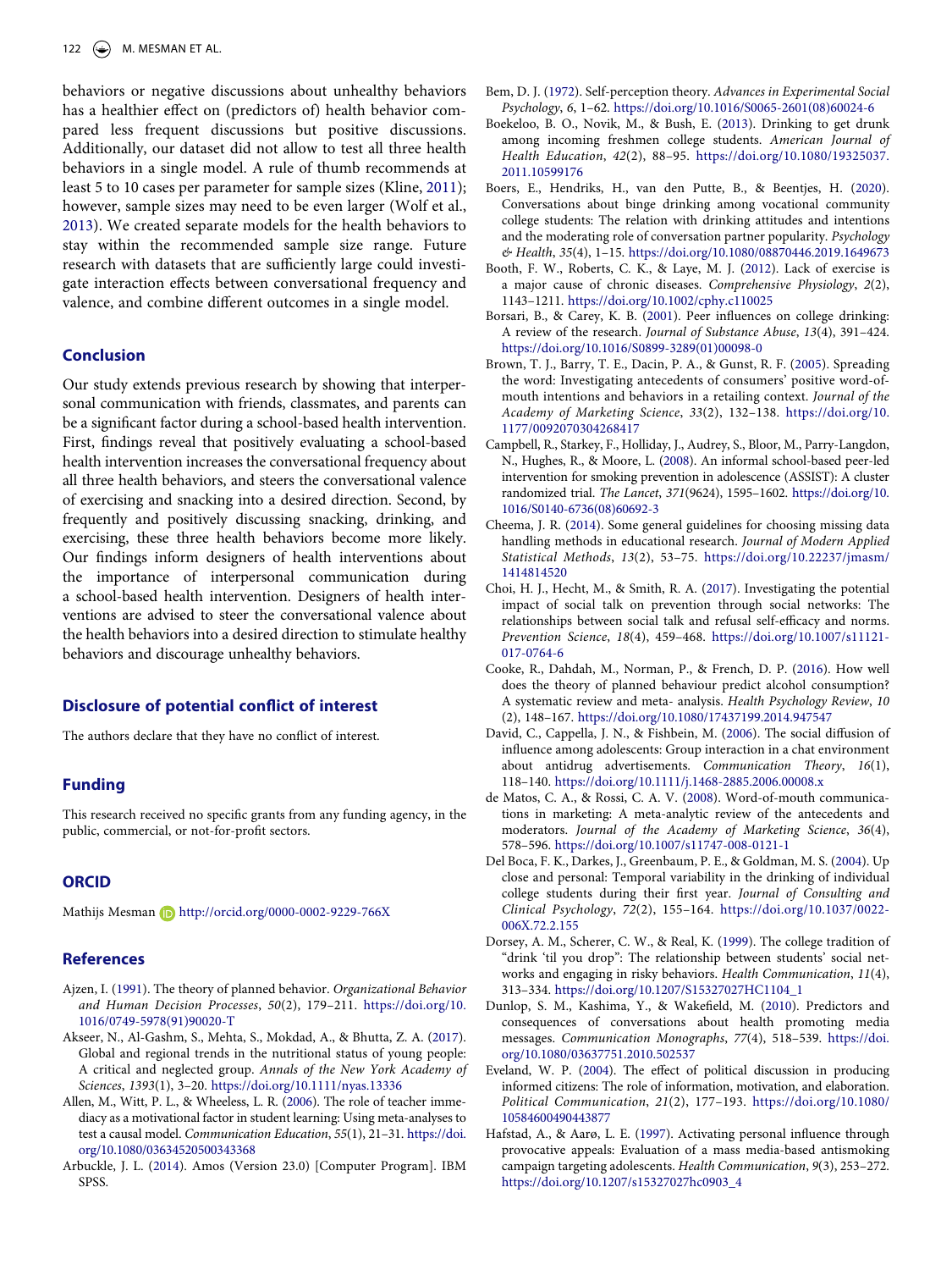behaviors or negative discussions about unhealthy behaviors has a healthier effect on (predictors of) health behavior compared less frequent discussions but positive discussions. Additionally, our dataset did not allow to test all three health behaviors in a single model. A rule of thumb recommends at least 5 to 10 cases per parameter for sample sizes (Kline, 2011); however, sample sizes may need to be even larger (Wolf et al., 2013). We created separate models for the health behaviors to stay within the recommended sample size range. Future research with datasets that are sufficiently large could investigate interaction effects between conversational frequency and valence, and combine different outcomes in a single model.

## Conclusion

Our study extends previous research by showing that interpersonal communication with friends, classmates, and parents can be a significant factor during a school-based health intervention. First, findings reveal that positively evaluating a school-based health intervention increases the conversational frequency about all three health behaviors, and steers the conversational valence of exercising and snacking into a desired direction. Second, by frequently and positively discussing snacking, drinking, and exercising, these three health behaviors become more likely. Our findings inform designers of health interventions about the importance of interpersonal communication during a school-based health intervention. Designers of health interventions are advised to steer the conversational valence about the health behaviors into a desired direction to stimulate healthy behaviors and discourage unhealthy behaviors.

## Disclosure of potential conflict of interest

The authors declare that they have no conflict of interest.

## Funding

This research received no specific grants from any funding agency, in the public, commercial, or not-for-profit sectors.

## ORCID

Mathijs Mesman http://orcid.org/0000-0002-9229-766X

## References

Ajzen, I. (1991). The theory of planned behavior. *Organizational Behavior and Human Decision Processes*, *50*(2), 179–211. https://doi.org/10.1016/0749-5978(91)90020-T

Akseer, N., Al-Gashm, S., Mehta, S., Mokdad, A., & Bhutta, Z. A. (2017). Global and regional trends in the nutritional status of young people: A critical and neglected group. *Annals of the New York Academy of Sciences*, *1393*(1), 3–20. https://doi.org/10.1111/nyas.13336

Allen, M., Witt, P. L., & Wheeless, L. R. (2006). The role of teacher immediacy as a motivational factor in student learning: Using meta-analyses to test a causal model. *Communication Education*, *55*(1), 21–31. https://doi.org/10.1080/03634520500343368

Arbuckle, J. L. (2014). Amos (Version 23.0) [Computer Program]. IBM SPSS.

Bem, D. J. (1972). Self-perception theory. *Advances in Experimental Social Psychology*, *6*, 1–62. https://doi.org/10.1016/S0065-2601(08)60024-6

Boekeloo, B. O., Novik, M., & Bush, E. (2013). Drinking to get drunk among incoming freshmen college students. *American Journal of Health Education*, *42*(2), 88–95. https://doi.org/10.1080/19325037.2011.10599176

Boers, E., Hendriks, H., van den Putte, B., & Beentjes, H. (2020). Conversations about binge drinking among vocational community college students: The relation with drinking attitudes and intentions and the moderating role of conversation partner popularity. *Psychology & Health*, *35*(4), 1–15. https://doi.org/10.1080/08870446.2019.1649673

Booth, F. W., Roberts, C. K., & Laye, M. J. (2012). Lack of exercise is a major cause of chronic diseases. *Comprehensive Physiology*, *2*(2), 1143–1211. https://doi.org/10.1002/cphy.c110025

Borsari, B., & Carey, K. B. (2001). Peer influences on college drinking: A review of the research. *Journal of Substance Abuse*, *13*(4), 391–424. https://doi.org/10.1016/S0899-3289(01)00098-0

Brown, T. J., Barry, T. E., Dacin, P. A., & Gunst, R. F. (2005). Spreading the word: Investigating antecedents of consumers' positive word-of-mouth intentions and behaviors in a retailing context. *Journal of the Academy of Marketing Science*, *33*(2), 132–138. https://doi.org/10.1177/0092070304268417

Campbell, R., Starkey, F., Holliday, J., Audrey, S., Bloor, M., Parry-Langdon, N., Hughes, R., & Moore, L. (2008). An informal school-based peer-led intervention for smoking prevention in adolescence (ASSIST): A cluster randomized trial. *The Lancet*, *371*(9624), 1595–1602. https://doi.org/10.1016/S0140-6736(08)60692-3

Cheema, J. R. (2014). Some general guidelines for choosing missing data handling methods in educational research. *Journal of Modern Applied Statistical Methods*, *13*(2), 53–75. https://doi.org/10.22237/jmasm/1414814520

Choi, H. J., Hecht, M., & Smith, R. A. (2017). Investigating the potential impact of social talk on prevention through social networks: The relationships between social talk and refusal self-efficacy and norms. *Prevention Science*, *18*(4), 459–468. https://doi.org/10.1007/s11121-017-0764-6

Cooke, R., Dahdah, M., Norman, P., & French, D. P. (2016). How well does the theory of planned behaviour predict alcohol consumption? A systematic review and meta- analysis. *Health Psychology Review*, *10*(2), 148–167. https://doi.org/10.1080/17437199.2014.947547

David, C., Cappella, J. N., & Fishbein, M. (2006). The social diffusion of influence among adolescents: Group interaction in a chat environment about antidrug advertisements. *Communication Theory*, *16*(1), 118–140. https://doi.org/10.1111/j.1468-2885.2006.00008.x

de Matos, C. A., & Rossi, C. A. V. (2008). Word-of-mouth communications in marketing: A meta-analytic review of the antecedents and moderators. *Journal of the Academy of Marketing Science*, *36*(4), 578–596. https://doi.org/10.1007/s11747-008-0121-1

Del Boca, F. K., Darkes, J., Greenbaum, P. E., & Goldman, M. S. (2004). Up close and personal: Temporal variability in the drinking of individual college students during their first year. *Journal of Consulting and Clinical Psychology*, *72*(2), 155–164. https://doi.org/10.1037/0022-006X.72.2.155

Dorsey, A. M., Scherer, C. W., & Real, K. (1999). The college tradition of "drink 'til you drop": The relationship between students' social networks and engaging in risky behaviors. *Health Communication*, *11*(4), 313–334. https://doi.org/10.1207/S15327027HC1104_1

Dunlop, S. M., Kashima, Y., & Wakefield, M. (2010). Predictors and consequences of conversations about health promoting media messages. *Communication Monographs*, *77*(4), 518–539. https://doi.org/10.1080/03637751.2010.502537

Eveland, W. P. (2004). The effect of political discussion in producing informed citizens: The role of information, motivation, and elaboration. *Political Communication*, *21*(2), 177–193. https://doi.org/10.1080/10584600490443877

Hafstad, A., & Aarø, L. E. (1997). Activating personal influence through provocative appeals: Evaluation of a mass media-based antismoking campaign targeting adolescents. *Health Communication*, *9*(3), 253–272. https://doi.org/10.1207/s15327027hc0903_4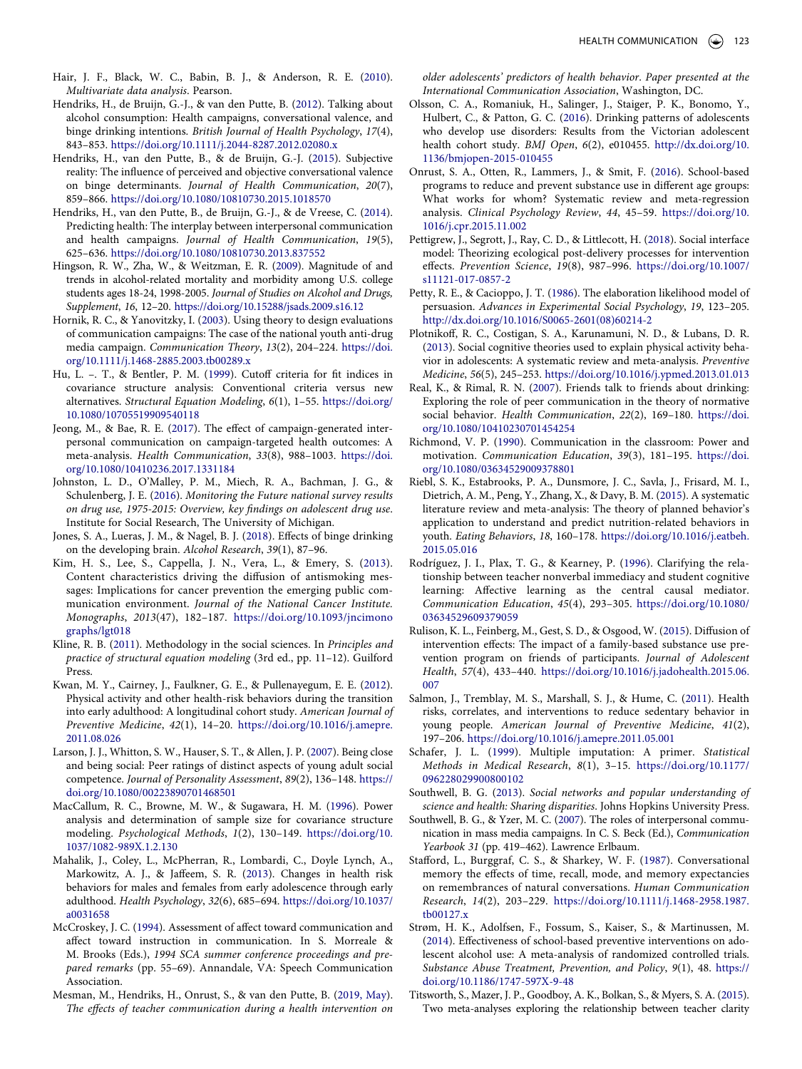Hair, J. F., Black, W. C., Babin, B. J., & Anderson, R. E. (2010). *Multivariate data analysis*. Pearson.

Hendriks, H., de Bruijn, G.-J., & van den Putte, B. (2012). Talking about alcohol consumption: Health campaigns, conversational valence, and binge drinking intentions. *British Journal of Health Psychology*, *17*(4), 843–853. https://doi.org/10.1111/j.2044-8287.2012.02080.x

Hendriks, H., van den Putte, B., & de Bruijn, G.-J. (2015). Subjective reality: The influence of perceived and objective conversational valence on binge determinants. *Journal of Health Communication*, *20*(7), 859–866. https://doi.org/10.1080/10810730.2015.1018570

Hendriks, H., van den Putte, B., de Bruijn, G.-J., & de Vreese, C. (2014). Predicting health: The interplay between interpersonal communication and health campaigns. *Journal of Health Communication*, *19*(5), 625–636. https://doi.org/10.1080/10810730.2013.837552

Hingson, R. W., Zha, W., & Weitzman, E. R. (2009). Magnitude of and trends in alcohol-related mortality and morbidity among U.S. college students ages 18-24, 1998-2005. *Journal of Studies on Alcohol and Drugs, Supplement*, *16*, 12–20. https://doi.org/10.15288/jsads.2009.s16.12

Hornik, R. C., & Yanovitzky, I. (2003). Using theory to design evaluations of communication campaigns: The case of the national youth anti-drug media campaign. *Communication Theory*, *13*(2), 204–224. https://doi.org/10.1111/j.1468-2885.2003.tb00289.x

Hu, L. –. T., & Bentler, P. M. (1999). Cutoff criteria for fit indices in covariance structure analysis: Conventional criteria versus new alternatives. *Structural Equation Modeling*, *6*(1), 1–55. https://doi.org/10.1080/10705519909540118

Jeong, M., & Bae, R. E. (2017). The effect of campaign-generated interpersonal communication on campaign-targeted health outcomes: A meta-analysis. *Health Communication*, *33*(8), 988–1003. https://doi.org/10.1080/10410236.2017.1331184

Johnston, L. D., O'Malley, P. M., Miech, R. A., Bachman, J. G., & Schulenberg, J. E. (2016). *Monitoring the Future national survey results on drug use, 1975-2015: Overview, key findings on adolescent drug use*. Institute for Social Research, The University of Michigan.

Jones, S. A., Lueras, J. M., & Nagel, B. J. (2018). Effects of binge drinking on the developing brain. *Alcohol Research*, *39*(1), 87–96.

Kim, H. S., Lee, S., Cappella, J. N., Vera, L., & Emery, S. (2013). Content characteristics driving the diffusion of antismoking messages: Implications for cancer prevention the emerging public communication environment. *Journal of the National Cancer Institute. Monographs*, *2013*(47), 182–187. https://doi.org/10.1093/jncimonographs/lgt018

Kline, R. B. (2011). Methodology in the social sciences. In *Principles and practice of structural equation modeling* (3rd ed., pp. 11–12). Guilford Press.

Kwan, M. Y., Cairney, J., Faulkner, G. E., & Pullenayegum, E. E. (2012). Physical activity and other health-risk behaviors during the transition into early adulthood: A longitudinal cohort study. *American Journal of Preventive Medicine*, *42*(1), 14–20. https://doi.org/10.1016/j.amepre.2011.08.026

Larson, J. J., Whitton, S. W., Hauser, S. T., & Allen, J. P. (2007). Being close and being social: Peer ratings of distinct aspects of young adult social competence. *Journal of Personality Assessment*, *89*(2), 136–148. https://doi.org/10.1080/00223890701468501

MacCallum, R. C., Browne, M. W., & Sugawara, H. M. (1996). Power analysis and determination of sample size for covariance structure modeling. *Psychological Methods*, *1*(2), 130–149. https://doi.org/10.1037/1082-989X.1.2.130

Mahalik, J., Coley, L., McPherran, R., Lombardi, C., Doyle Lynch, A., Markowitz, A. J., & Jaffeem, S. R. (2013). Changes in health risk behaviors for males and females from early adolescence through early adulthood. *Health Psychology*, *32*(6), 685–694. https://doi.org/10.1037/a0031658

McCroskey, J. C. (1994). Assessment of affect toward communication and affect toward instruction in communication. In S. Morreale & M. Brooks (Eds.), *1994 SCA summer conference proceedings and prepared remarks* (pp. 55–69). Annandale, VA: Speech Communication Association.

Mesman, M., Hendriks, H., Onrust, S., & van den Putte, B. (2019, May). *The effects of teacher communication during a health intervention on older adolescents' predictors of health behavior. Paper presented at the International Communication Association*, Washington, DC.

Olsson, C. A., Romaniuk, H., Salinger, J., Staiger, P. K., Bonomo, Y., Hulbert, C., & Patton, G. C. (2016). Drinking patterns of adolescents who develop use disorders: Results from the Victorian adolescent health cohort study. *BMJ Open*, *6*(2), e010455. http://dx.doi.org/10.1136/bmjopen-2015-010455

Onrust, S. A., Otten, R., Lammers, J., & Smit, F. (2016). School-based programs to reduce and prevent substance use in different age groups: What works for whom? Systematic review and meta-regression analysis. *Clinical Psychology Review*, *44*, 45–59. https://doi.org/10.1016/j.cpr.2015.11.002

Pettigrew, J., Segrott, J., Ray, C. D., & Littlecott, H. (2018). Social interface model: Theorizing ecological post-delivery processes for intervention effects. *Prevention Science*, *19*(8), 987–996. https://doi.org/10.1007/s11121-017-0857-2

Petty, R. E., & Cacioppo, J. T. (1986). The elaboration likelihood model of persuasion. *Advances in Experimental Social Psychology*, *19*, 123–205. http://dx.doi.org/10.1016/S0065-2601(08)60214-2

Plotnikoff, R. C., Costigan, S. A., Karunamuni, N. D., & Lubans, D. R. (2013). Social cognitive theories used to explain physical activity behavior in adolescents: A systematic review and meta-analysis. *Preventive Medicine*, *56*(5), 245–253. https://doi.org/10.1016/j.ypmed.2013.01.013

Real, K., & Rimal, R. N. (2007). Friends talk to friends about drinking: Exploring the role of peer communication in the theory of normative social behavior. *Health Communication*, *22*(2), 169–180. https://doi.org/10.1080/10410230701454254

Richmond, V. P. (1990). Communication in the classroom: Power and motivation. *Communication Education*, *39*(3), 181–195. https://doi.org/10.1080/03634529009378801

Riebl, S. K., Estabrooks, P. A., Dunsmore, J. C., Savla, J., Frisard, M. I., Dietrich, A. M., Peng, Y., Zhang, X., & Davy, B. M. (2015). A systematic literature review and meta-analysis: The theory of planned behavior's application to understand and predict nutrition-related behaviors in youth. *Eating Behaviors*, *18*, 160–178. https://doi.org/10.1016/j.eatbeh.2015.05.016

Rodríguez, J. I., Plax, T. G., & Kearney, P. (1996). Clarifying the relationship between teacher nonverbal immediacy and student cognitive learning: Affective learning as the central causal mediator. *Communication Education*, *45*(4), 293–305. https://doi.org/10.1080/03634529609379059

Rulison, K. L., Feinberg, M., Gest, S. D., & Osgood, W. (2015). Diffusion of intervention effects: The impact of a family-based substance use prevention program on friends of participants. *Journal of Adolescent Health*, *57*(4), 433–440. https://doi.org/10.1016/j.jadohealth.2015.06.007

Salmon, J., Tremblay, M. S., Marshall, S. J., & Hume, C. (2011). Health risks, correlates, and interventions to reduce sedentary behavior in young people. *American Journal of Preventive Medicine*, *41*(2), 197–206. https://doi.org/10.1016/j.amepre.2011.05.001

Schafer, J. L. (1999). Multiple imputation: A primer. *Statistical Methods in Medical Research*, *8*(1), 3–15. https://doi.org/10.1177/096228029900800102

Southwell, B. G. (2013). *Social networks and popular understanding of science and health: Sharing disparities*. Johns Hopkins University Press.

Southwell, B. G., & Yzer, M. C. (2007). The roles of interpersonal communication in mass media campaigns. In C. S. Beck (Ed.), *Communication Yearbook 31* (pp. 419–462). Lawrence Erlbaum.

Stafford, L., Burggraf, C. S., & Sharkey, W. F. (1987). Conversational memory the effects of time, recall, mode, and memory expectancies on remembrances of natural conversations. *Human Communication Research*, *14*(2), 203–229. https://doi.org/10.1111/j.1468-2958.1987.tb00127.x

Strøm, H. K., Adolfsen, F., Fossum, S., Kaiser, S., & Martinussen, M. (2014). Effectiveness of school-based preventive interventions on adolescent alcohol use: A meta-analysis of randomized controlled trials. *Substance Abuse Treatment, Prevention, and Policy*, *9*(1), 48. https://doi.org/10.1186/1747-597X-9-48

Titsworth, S., Mazer, J. P., Goodboy, A. K., Bolkan, S., & Myers, S. A. (2015). Two meta-analyses exploring the relationship between teacher clarity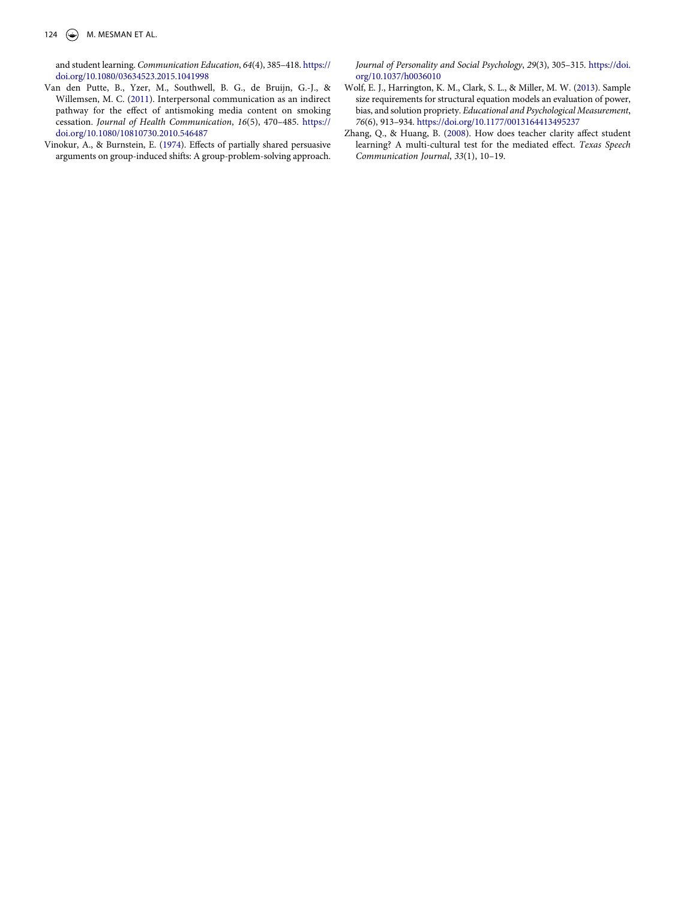and student learning. *Communication Education*, *64*(4), 385–418. https://doi.org/10.1080/03634523.2015.1041998

Van den Putte, B., Yzer, M., Southwell, B. G., de Bruijn, G.-J., & Willemsen, M. C. (2011). Interpersonal communication as an indirect pathway for the effect of antismoking media content on smoking cessation. *Journal of Health Communication*, *16*(5), 470–485. https://doi.org/10.1080/10810730.2010.546487

Vinokur, A., & Burnstein, E. (1974). Effects of partially shared persuasive arguments on group-induced shifts: A group-problem-solving approach. *Journal of Personality and Social Psychology*, *29*(3), 305–315. https://doi.org/10.1037/h0036010

Wolf, E. J., Harrington, K. M., Clark, S. L., & Miller, M. W. (2013). Sample size requirements for structural equation models an evaluation of power, bias, and solution propriety. *Educational and Psychological Measurement*, *76*(6), 913–934. https://doi.org/10.1177/0013164413495237

Zhang, Q., & Huang, B. (2008). How does teacher clarity affect student learning? A multi-cultural test for the mediated effect. *Texas Speech Communication Journal*, *33*(1), 10–19.